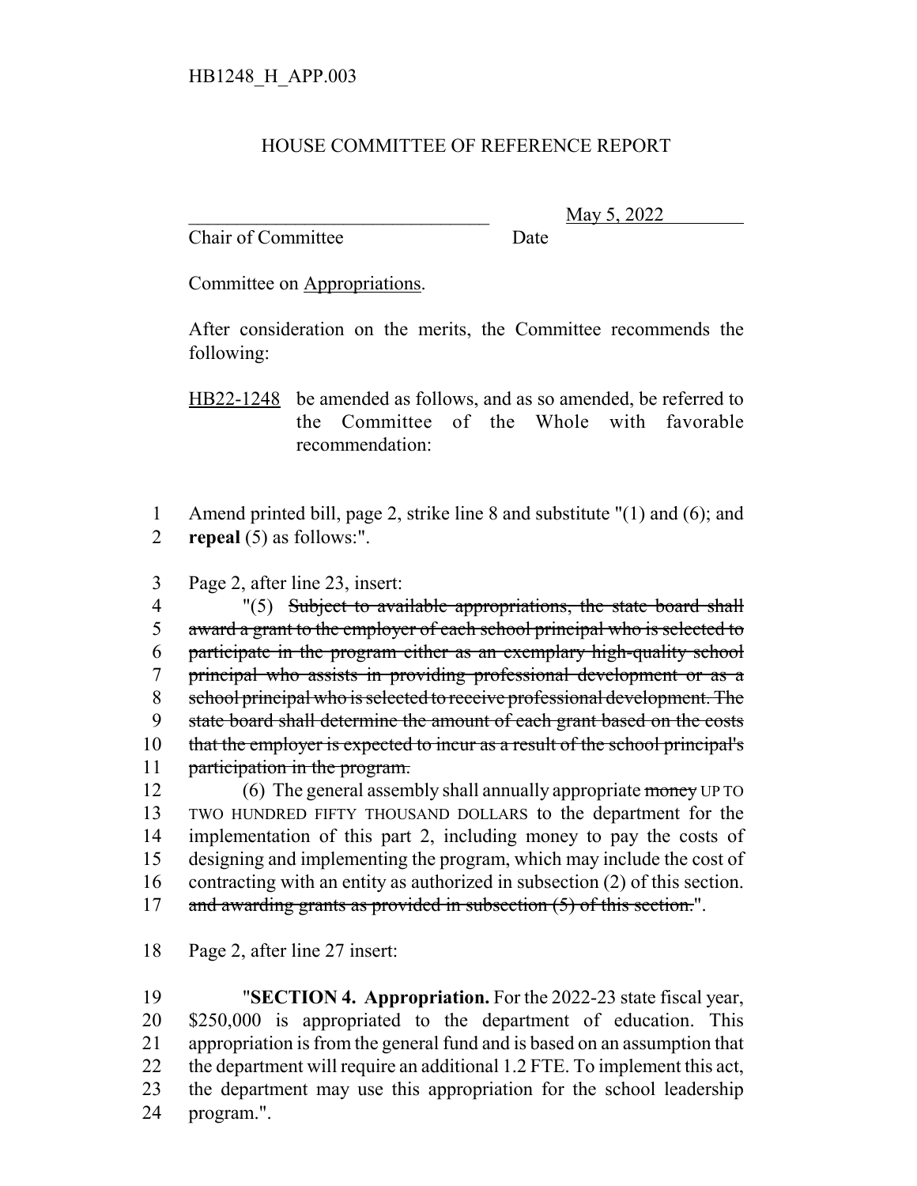HB1248_H_APP.003

# HOUSE COMMITTEE OF REFERENCE REPORT

\_\_\_\_\_\_\_\_\_\_\_\_\_\_\_\_\_\_\_\_\_\_\_\_\_\_\_\_\_\_\_\_ May 5, 2022
Chair of Committee Date

Committee on Appropriations.

After consideration on the merits, the Committee recommends the following:

HB22-1248 be amended as follows, and as so amended, be referred to the Committee of the Whole with favorable recommendation:

1 Amend printed bill, page 2, strike line 8 and substitute "(1) and (6); and
2 **repeal** (5) as follows:".

3 Page 2, after line 23, insert:
4 "(5) ~~Subject to available appropriations, the state board shall~~
5 ~~award a grant to the employer of each school principal who is selected to~~
6 ~~participate in the program either as an exemplary high-quality school~~
7 ~~principal who assists in providing professional development or as a~~
8 ~~school principal who is selected to receive professional development. The~~
9 ~~state board shall determine the amount of each grant based on the costs~~
10 ~~that the employer is expected to incur as a result of the school principal's~~
11 ~~participation in the program.~~
12 (6) The general assembly shall annually appropriate ~~money~~ UP TO
13 TWO HUNDRED FIFTY THOUSAND DOLLARS to the department for the
14 implementation of this part 2, including money to pay the costs of
15 designing and implementing the program, which may include the cost of
16 contracting with an entity as authorized in subsection (2) of this section.
17 ~~and awarding grants as provided in subsection (5) of this section.~~".

18 Page 2, after line 27 insert:

19 "**SECTION 4. Appropriation.** For the 2022-23 state fiscal year,
20 $250,000 is appropriated to the department of education. This
21 appropriation is from the general fund and is based on an assumption that
22 the department will require an additional 1.2 FTE. To implement this act,
23 the department may use this appropriation for the school leadership
24 program.".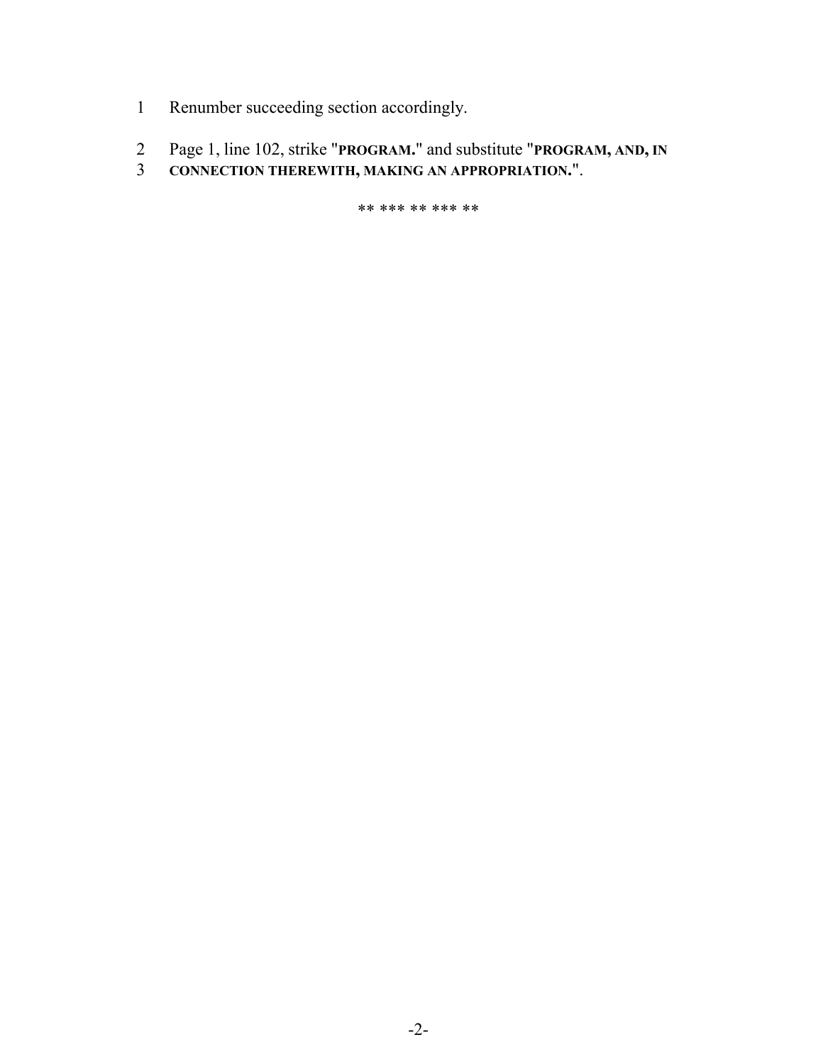1 Renumber succeeding section accordingly.

2 Page 1, line 102, strike "**PROGRAM.**" and substitute "**PROGRAM, AND, IN**
3 **CONNECTION THEREWITH, MAKING AN APPROPRIATION.**".

** *** ** *** **